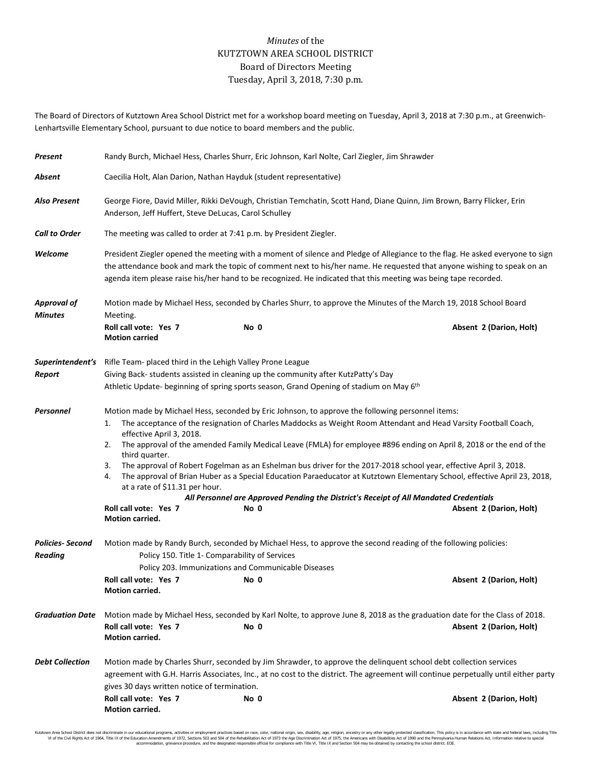*Minutes* of the
KUTZTOWN AREA SCHOOL DISTRICT
Board of Directors Meeting
Tuesday, April 3, 2018, 7:30 p.m.

The Board of Directors of Kutztown Area School District met for a workshop board meeting on Tuesday, April 3, 2018 at 7:30 p.m., at Greenwich-Lenhartsville Elementary School, pursuant to due notice to board members and the public.

***Present*** Randy Burch, Michael Hess, Charles Shurr, Eric Johnson, Karl Nolte, Carl Ziegler, Jim Shrawder

***Absent*** Caecilia Holt, Alan Darion, Nathan Hayduk (student representative)

***Also Present*** George Fiore, David Miller, Rikki DeVough, Christian Temchatin, Scott Hand, Diane Quinn, Jim Brown, Barry Flicker, Erin Anderson, Jeff Huffert, Steve DeLucas, Carol Schulley

***Call to Order*** The meeting was called to order at 7:41 p.m. by President Ziegler.

***Welcome*** President Ziegler opened the meeting with a moment of silence and Pledge of Allegiance to the flag. He asked everyone to sign the attendance book and mark the topic of comment next to his/her name. He requested that anyone wishing to speak on an agenda item please raise his/her hand to be recognized. He indicated that this meeting was being tape recorded.

***Approval of Minutes*** Motion made by Michael Hess, seconded by Charles Shurr, to approve the Minutes of the March 19, 2018 School Board Meeting.

**Roll call vote: Yes 7** **No 0** **Absent 2 (Darion, Holt)**
**Motion carried**

***Superintendent's Report***
Rifle Team- placed third in the Lehigh Valley Prone League
Giving Back- students assisted in cleaning up the community after KutzPatty's Day
Athletic Update- beginning of spring sports season, Grand Opening of stadium on May 6th

***Personnel*** Motion made by Michael Hess, seconded by Eric Johnson, to approve the following personnel items:

1. The acceptance of the resignation of Charles Maddocks as Weight Room Attendant and Head Varsity Football Coach, effective April 3, 2018.
2. The approval of the amended Family Medical Leave (FMLA) for employee #896 ending on April 8, 2018 or the end of the third quarter.
3. The approval of Robert Fogelman as an Eshelman bus driver for the 2017-2018 school year, effective April 3, 2018.
4. The approval of Brian Huber as a Special Education Paraeducator at Kutztown Elementary School, effective April 23, 2018, at a rate of $11.31 per hour.

***All Personnel are Approved Pending the District's Receipt of All Mandated Credentials***

**Roll call vote: Yes 7** **No 0** **Absent 2 (Darion, Holt)**
**Motion carried.**

***Policies- Second Reading*** Motion made by Randy Burch, seconded by Michael Hess, to approve the second reading of the following policies:

Policy 150. Title 1- Comparability of Services
Policy 203. Immunizations and Communicable Diseases

**Roll call vote: Yes 7** **No 0** **Absent 2 (Darion, Holt)**
**Motion carried.**

***Graduation Date*** Motion made by Michael Hess, seconded by Karl Nolte, to approve June 8, 2018 as the graduation date for the Class of 2018.

**Roll call vote: Yes 7** **No 0** **Absent 2 (Darion, Holt)**
**Motion carried.**

***Debt Collection*** Motion made by Charles Shurr, seconded by Jim Shrawder, to approve the delinquent school debt collection services agreement with G.H. Harris Associates, Inc., at no cost to the district. The agreement will continue perpetually until either party gives 30 days written notice of termination.

**Roll call vote: Yes 7** **No 0** **Absent 2 (Darion, Holt)**
**Motion carried.**

Kutztown Area School District does not discriminate in our educational programs, activities or employment practices based on race, color, national origin, sex, disability, age, religion, ancestry or any other legally protected classification. This policy is in accordance with state and federal laws, including Title VI of the Civil Rights Act of 1964, Title IX of the Education Amendments of 1972, Sections 503 and 504 of the Rehabilitation Act of 1973 the Age Discrimination Act of 1975, the Americans with Disabilities Act of 1990 and the Pennsylvania Human Relations Act. Information relative to special accommodation, grievance procedure, and the designated responsible official for compliance with Title VI, Title IX and Section 504 may be obtained by contacting the school district. EOE.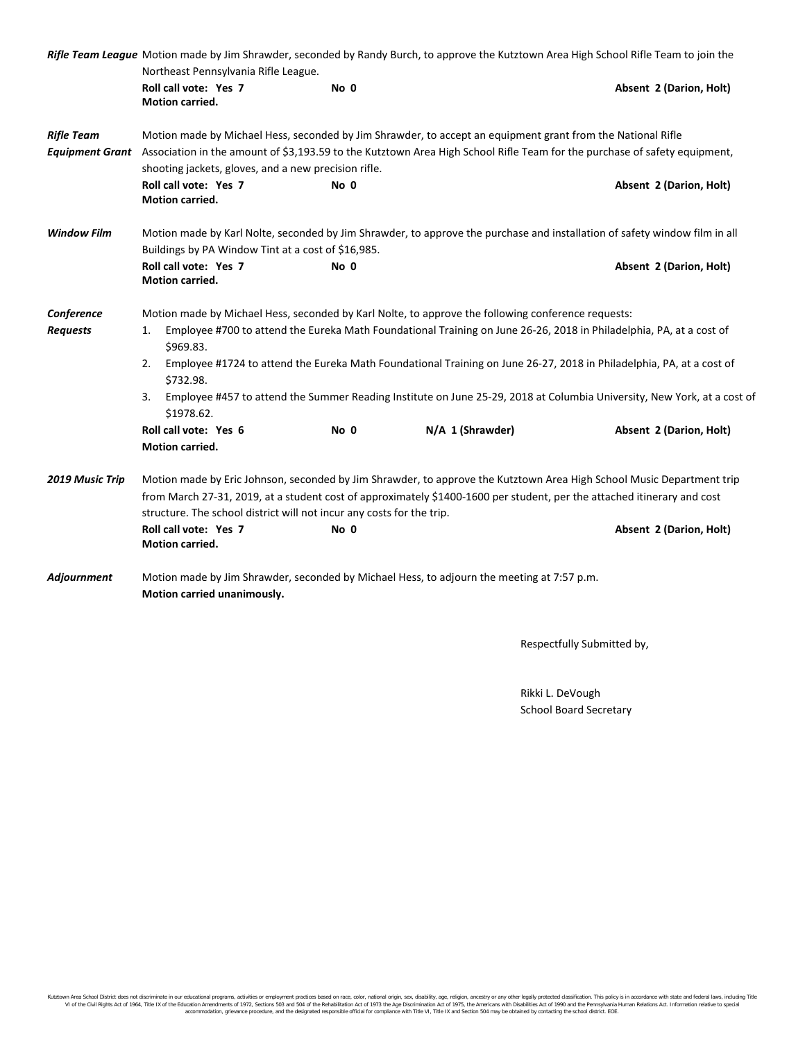***Rifle Team League*** Motion made by Jim Shrawder, seconded by Randy Burch, to approve the Kutztown Area High School Rifle Team to join the Northeast Pennsylvania Rifle League.

**Roll call vote: Yes 7** **No 0** **Absent 2 (Darion, Holt)**
**Motion carried.**

***Rifle Team Equipment Grant*** Motion made by Michael Hess, seconded by Jim Shrawder, to accept an equipment grant from the National Rifle Association in the amount of $3,193.59 to the Kutztown Area High School Rifle Team for the purchase of safety equipment, shooting jackets, gloves, and a new precision rifle.

**Roll call vote: Yes 7** **No 0** **Absent 2 (Darion, Holt)**
**Motion carried.**

***Window Film*** Motion made by Karl Nolte, seconded by Jim Shrawder, to approve the purchase and installation of safety window film in all Buildings by PA Window Tint at a cost of $16,985.

**Roll call vote: Yes 7** **No 0** **Absent 2 (Darion, Holt)**
**Motion carried.**

***Conference Requests*** Motion made by Michael Hess, seconded by Karl Nolte, to approve the following conference requests:

1. Employee #700 to attend the Eureka Math Foundational Training on June 26-26, 2018 in Philadelphia, PA, at a cost of $969.83.
2. Employee #1724 to attend the Eureka Math Foundational Training on June 26-27, 2018 in Philadelphia, PA, at a cost of $732.98.
3. Employee #457 to attend the Summer Reading Institute on June 25-29, 2018 at Columbia University, New York, at a cost of $1978.62.

**Roll call vote: Yes 6** **No 0** **N/A 1 (Shrawder)** **Absent 2 (Darion, Holt)**
**Motion carried.**

***2019 Music Trip*** Motion made by Eric Johnson, seconded by Jim Shrawder, to approve the Kutztown Area High School Music Department trip from March 27-31, 2019, at a student cost of approximately $1400-1600 per student, per the attached itinerary and cost structure. The school district will not incur any costs for the trip.

**Roll call vote: Yes 7** **No 0** **Absent 2 (Darion, Holt)**
**Motion carried.**

***Adjournment*** Motion made by Jim Shrawder, seconded by Michael Hess, to adjourn the meeting at 7:57 p.m.
**Motion carried unanimously.**

Respectfully Submitted by,

Rikki L. DeVough
School Board Secretary

Kutztown Area School District does not discriminate in our educational programs, activities or employment practices based on race, color, national origin, sex, disability, age, religion, ancestry or any other legally protected classification. This policy is in accordance with state and federal laws, including Title VI of the Civil Rights Act of 1964, Title IX of the Education Amendments of 1972, Sections 503 and 504 of the Rehabilitation Act of 1973 the Age Discrimination Act of 1975, the Americans with Disabilities Act of 1990 and the Pennsylvania Human Relations Act. Information relative to special accommodation, grievance procedure, and the designated responsible official for compliance with Title VI, Title IX and Section 504 may be obtained by contacting the school district. EOE.